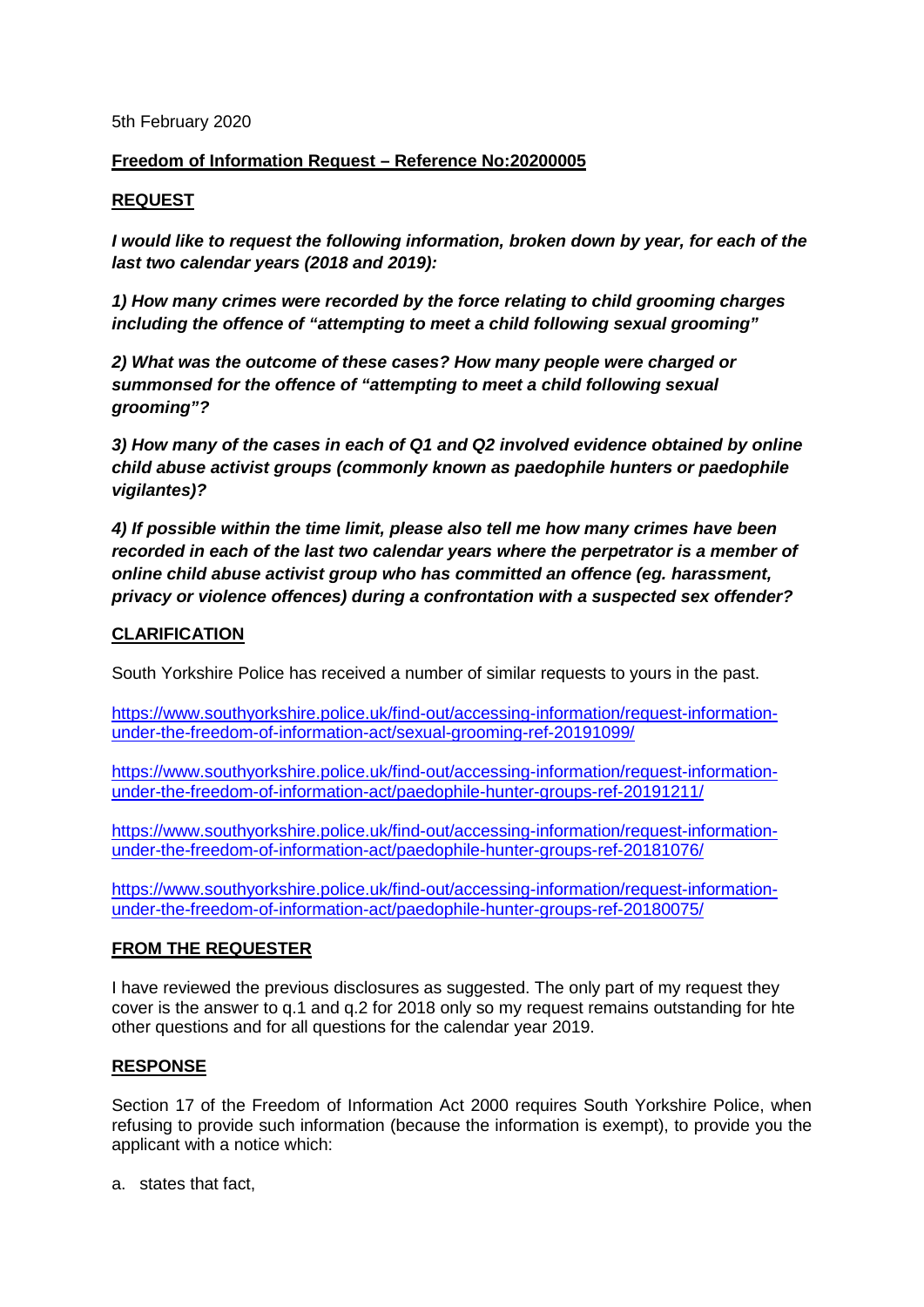5th February 2020

**Freedom of Information Request – Reference No:20200005**

**REQUEST**

***I would like to request the following information, broken down by year, for each of the last two calendar years (2018 and 2019):***

***1) How many crimes were recorded by the force relating to child grooming charges including the offence of "attempting to meet a child following sexual grooming"***

***2) What was the outcome of these cases? How many people were charged or summonsed for the offence of "attempting to meet a child following sexual grooming"?***

***3) How many of the cases in each of Q1 and Q2 involved evidence obtained by online child abuse activist groups (commonly known as paedophile hunters or paedophile vigilantes)?***

***4) If possible within the time limit, please also tell me how many crimes have been recorded in each of the last two calendar years where the perpetrator is a member of online child abuse activist group who has committed an offence (eg. harassment, privacy or violence offences) during a confrontation with a suspected sex offender?***

**CLARIFICATION**

South Yorkshire Police has received a number of similar requests to yours in the past.

https://www.southyorkshire.police.uk/find-out/accessing-information/request-information-under-the-freedom-of-information-act/sexual-grooming-ref-20191099/

https://www.southyorkshire.police.uk/find-out/accessing-information/request-information-under-the-freedom-of-information-act/paedophile-hunter-groups-ref-20191211/

https://www.southyorkshire.police.uk/find-out/accessing-information/request-information-under-the-freedom-of-information-act/paedophile-hunter-groups-ref-20181076/

https://www.southyorkshire.police.uk/find-out/accessing-information/request-information-under-the-freedom-of-information-act/paedophile-hunter-groups-ref-20180075/

**FROM THE REQUESTER**

I have reviewed the previous disclosures as suggested. The only part of my request they cover is the answer to q.1 and q.2 for 2018 only so my request remains outstanding for hte other questions and for all questions for the calendar year 2019.

**RESPONSE**

Section 17 of the Freedom of Information Act 2000 requires South Yorkshire Police, when refusing to provide such information (because the information is exempt), to provide you the applicant with a notice which:

a. states that fact,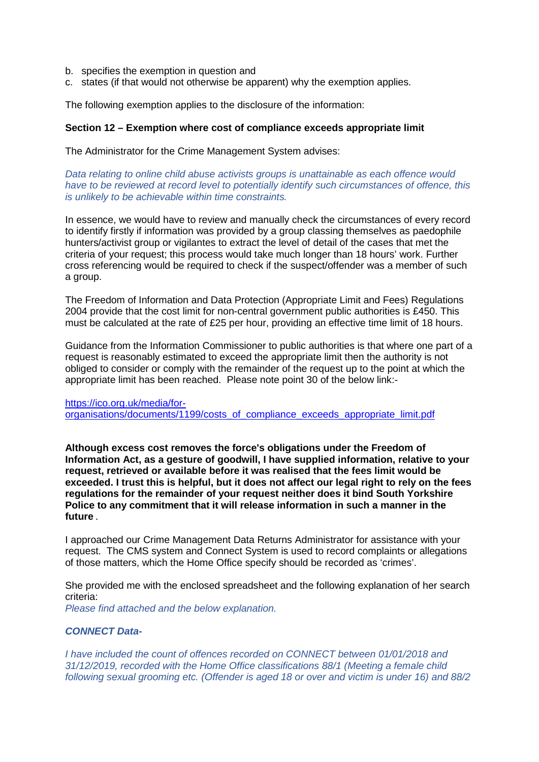b. specifies the exemption in question and
c. states (if that would not otherwise be apparent) why the exemption applies.

The following exemption applies to the disclosure of the information:

**Section 12 – Exemption where cost of compliance exceeds appropriate limit**

The Administrator for the Crime Management System advises:

*Data relating to online child abuse activists groups is unattainable as each offence would have to be reviewed at record level to potentially identify such circumstances of offence, this is unlikely to be achievable within time constraints.*

In essence, we would have to review and manually check the circumstances of every record to identify firstly if information was provided by a group classing themselves as paedophile hunters/activist group or vigilantes to extract the level of detail of the cases that met the criteria of your request; this process would take much longer than 18 hours' work. Further cross referencing would be required to check if the suspect/offender was a member of such a group.

The Freedom of Information and Data Protection (Appropriate Limit and Fees) Regulations 2004 provide that the cost limit for non-central government public authorities is £450. This must be calculated at the rate of £25 per hour, providing an effective time limit of 18 hours.

Guidance from the Information Commissioner to public authorities is that where one part of a request is reasonably estimated to exceed the appropriate limit then the authority is not obliged to consider or comply with the remainder of the request up to the point at which the appropriate limit has been reached. Please note point 30 of the below link:-

https://ico.org.uk/media/for-organisations/documents/1199/costs_of_compliance_exceeds_appropriate_limit.pdf

**Although excess cost removes the force's obligations under the Freedom of Information Act, as a gesture of goodwill, I have supplied information, relative to your request, retrieved or available before it was realised that the fees limit would be exceeded. I trust this is helpful, but it does not affect our legal right to rely on the fees regulations for the remainder of your request neither does it bind South Yorkshire Police to any commitment that it will release information in such a manner in the future** .

I approached our Crime Management Data Returns Administrator for assistance with your request. The CMS system and Connect System is used to record complaints or allegations of those matters, which the Home Office specify should be recorded as 'crimes'.

She provided me with the enclosed spreadsheet and the following explanation of her search criteria:
*Please find attached and the below explanation.*

***CONNECT Data-***

*I have included the count of offences recorded on CONNECT between 01/01/2018 and 31/12/2019, recorded with the Home Office classifications 88/1 (Meeting a female child following sexual grooming etc. (Offender is aged 18 or over and victim is under 16) and 88/2*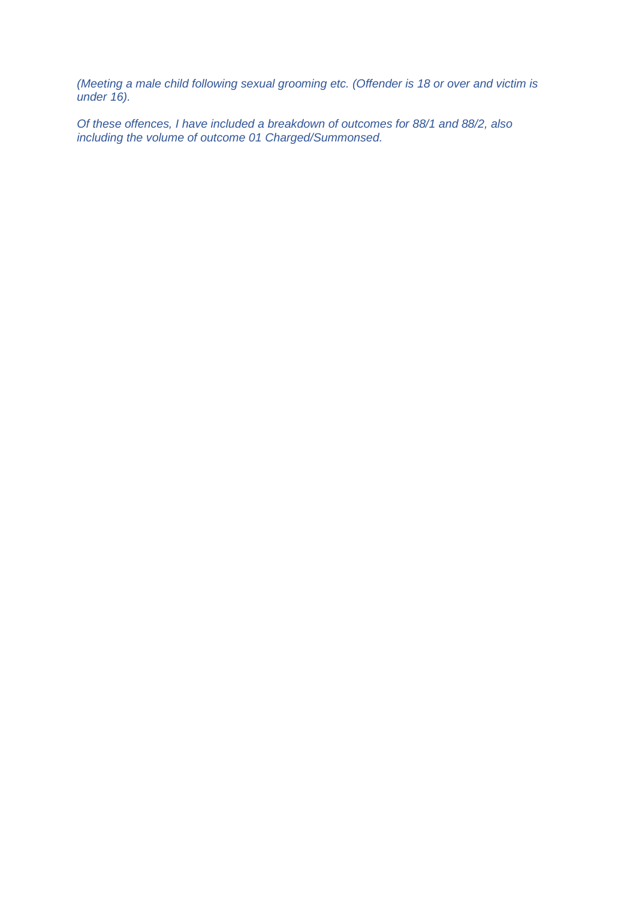*(Meeting a male child following sexual grooming etc. (Offender is 18 or over and victim is under 16).*

*Of these offences, I have included a breakdown of outcomes for 88/1 and 88/2, also including the volume of outcome 01 Charged/Summonsed.*